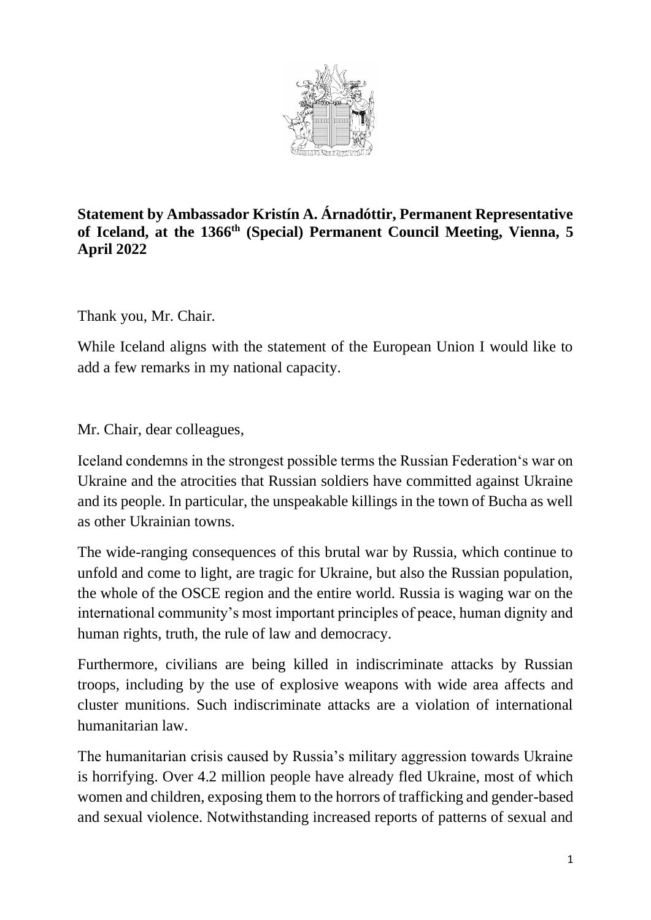**Statement by Ambassador Kristín A. Árnadóttir, Permanent Representative of Iceland, at the 1366th (Special) Permanent Council Meeting, Vienna, 5 April 2022**

Thank you, Mr. Chair.

While Iceland aligns with the statement of the European Union I would like to add a few remarks in my national capacity.

Mr. Chair, dear colleagues,

Iceland condemns in the strongest possible terms the Russian Federation's war on Ukraine and the atrocities that Russian soldiers have committed against Ukraine and its people. In particular, the unspeakable killings in the town of Bucha as well as other Ukrainian towns.

The wide-ranging consequences of this brutal war by Russia, which continue to unfold and come to light, are tragic for Ukraine, but also the Russian population, the whole of the OSCE region and the entire world. Russia is waging war on the international community's most important principles of peace, human dignity and human rights, truth, the rule of law and democracy.

Furthermore, civilians are being killed in indiscriminate attacks by Russian troops, including by the use of explosive weapons with wide area affects and cluster munitions. Such indiscriminate attacks are a violation of international humanitarian law.

The humanitarian crisis caused by Russia's military aggression towards Ukraine is horrifying. Over 4.2 million people have already fled Ukraine, most of which women and children, exposing them to the horrors of trafficking and gender-based and sexual violence. Notwithstanding increased reports of patterns of sexual and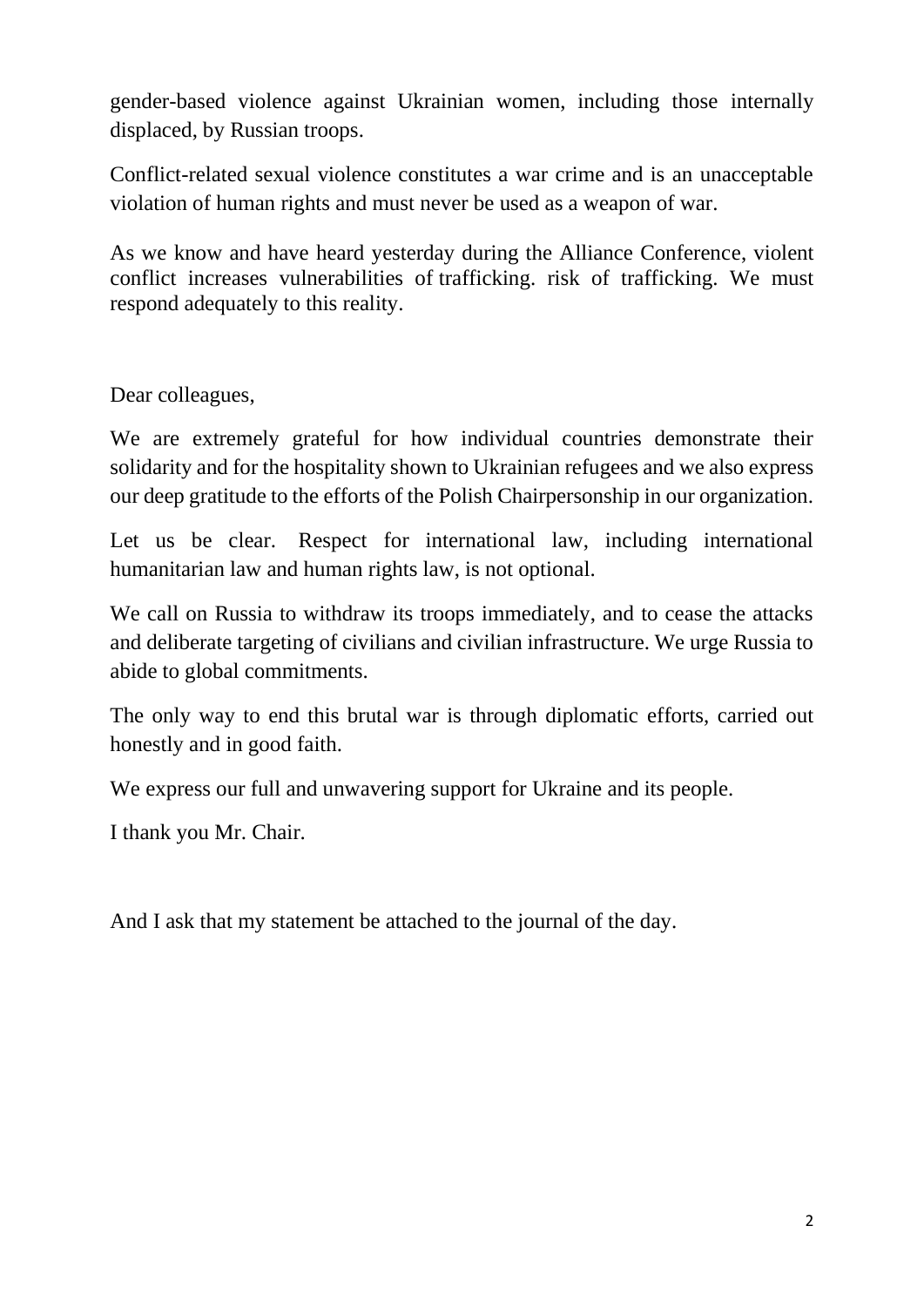gender-based violence against Ukrainian women, including those internally displaced, by Russian troops.

Conflict-related sexual violence constitutes a war crime and is an unacceptable violation of human rights and must never be used as a weapon of war.

As we know and have heard yesterday during the Alliance Conference, violent conflict increases vulnerabilities of trafficking. risk of trafficking. We must respond adequately to this reality.

Dear colleagues,

We are extremely grateful for how individual countries demonstrate their solidarity and for the hospitality shown to Ukrainian refugees and we also express our deep gratitude to the efforts of the Polish Chairpersonship in our organization.

Let us be clear. Respect for international law, including international humanitarian law and human rights law, is not optional.

We call on Russia to withdraw its troops immediately, and to cease the attacks and deliberate targeting of civilians and civilian infrastructure. We urge Russia to abide to global commitments.

The only way to end this brutal war is through diplomatic efforts, carried out honestly and in good faith.

We express our full and unwavering support for Ukraine and its people.

I thank you Mr. Chair.

And I ask that my statement be attached to the journal of the day.